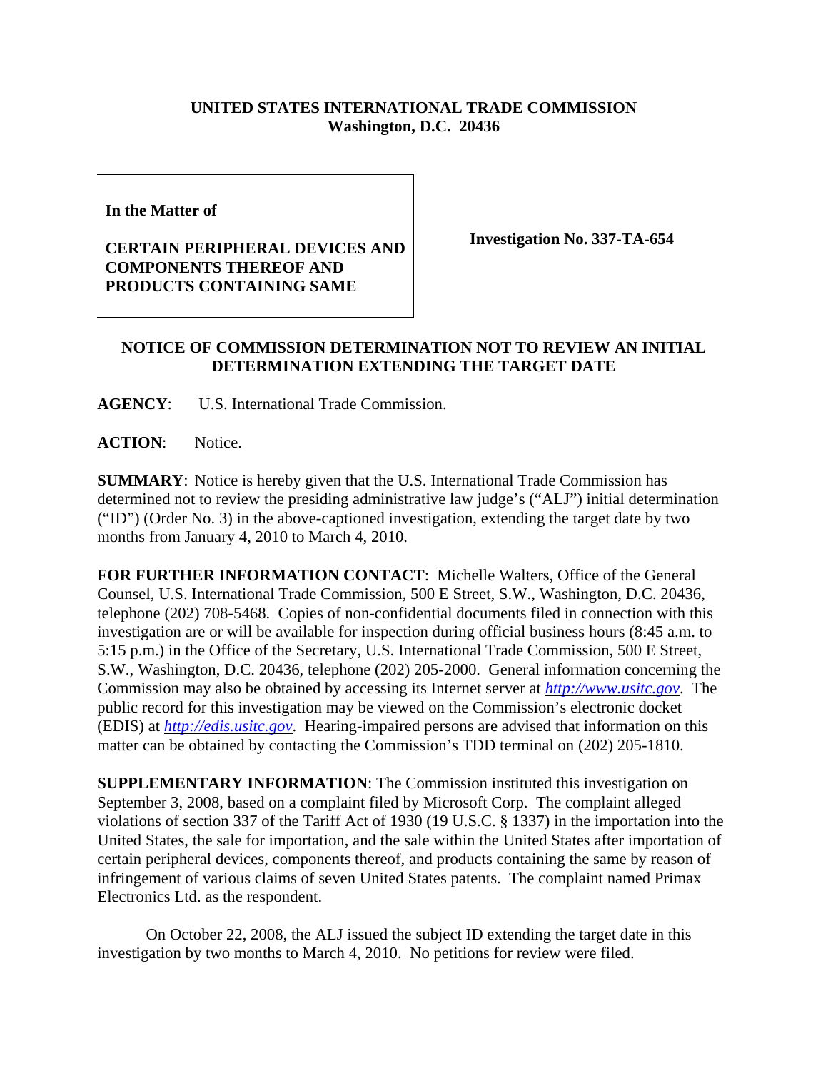**UNITED STATES INTERNATIONAL TRADE COMMISSION**
**Washington, D.C. 20436**

| | |
|---|---|
| **In the Matter of**<br><br>**CERTAIN PERIPHERAL DEVICES AND COMPONENTS THEREOF AND PRODUCTS CONTAINING SAME** | **Investigation No. 337-TA-654** |

**NOTICE OF COMMISSION DETERMINATION NOT TO REVIEW AN INITIAL DETERMINATION EXTENDING THE TARGET DATE**

**AGENCY**: U.S. International Trade Commission.

**ACTION**: Notice.

**SUMMARY**: Notice is hereby given that the U.S. International Trade Commission has determined not to review the presiding administrative law judge's ("ALJ") initial determination ("ID") (Order No. 3) in the above-captioned investigation, extending the target date by two months from January 4, 2010 to March 4, 2010.

**FOR FURTHER INFORMATION CONTACT**: Michelle Walters, Office of the General Counsel, U.S. International Trade Commission, 500 E Street, S.W., Washington, D.C. 20436, telephone (202) 708-5468. Copies of non-confidential documents filed in connection with this investigation are or will be available for inspection during official business hours (8:45 a.m. to 5:15 p.m.) in the Office of the Secretary, U.S. International Trade Commission, 500 E Street, S.W., Washington, D.C. 20436, telephone (202) 205-2000. General information concerning the Commission may also be obtained by accessing its Internet server at *http://www.usitc.gov*. The public record for this investigation may be viewed on the Commission's electronic docket (EDIS) at *http://edis.usitc.gov*. Hearing-impaired persons are advised that information on this matter can be obtained by contacting the Commission's TDD terminal on (202) 205-1810.

**SUPPLEMENTARY INFORMATION**: The Commission instituted this investigation on September 3, 2008, based on a complaint filed by Microsoft Corp. The complaint alleged violations of section 337 of the Tariff Act of 1930 (19 U.S.C. § 1337) in the importation into the United States, the sale for importation, and the sale within the United States after importation of certain peripheral devices, components thereof, and products containing the same by reason of infringement of various claims of seven United States patents. The complaint named Primax Electronics Ltd. as the respondent.

On October 22, 2008, the ALJ issued the subject ID extending the target date in this investigation by two months to March 4, 2010. No petitions for review were filed.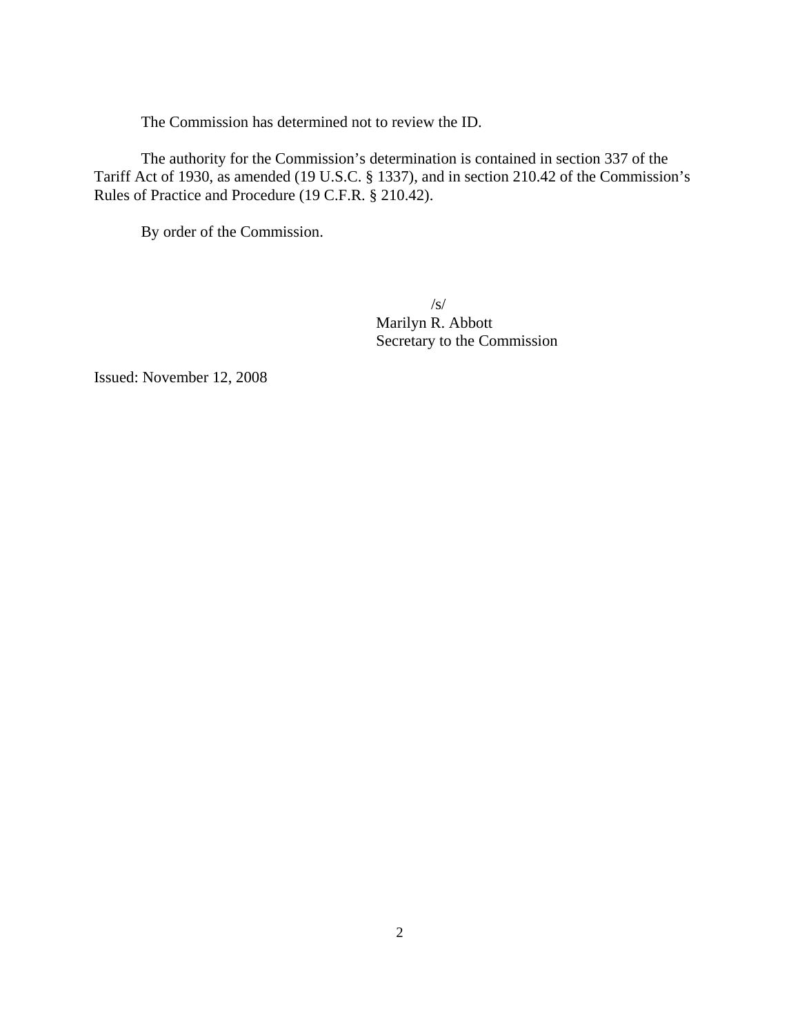The Commission has determined not to review the ID.

The authority for the Commission's determination is contained in section 337 of the Tariff Act of 1930, as amended (19 U.S.C. § 1337), and in section 210.42 of the Commission's Rules of Practice and Procedure (19 C.F.R. § 210.42).

By order of the Commission.

/s/
Marilyn R. Abbott
Secretary to the Commission

Issued: November 12, 2008